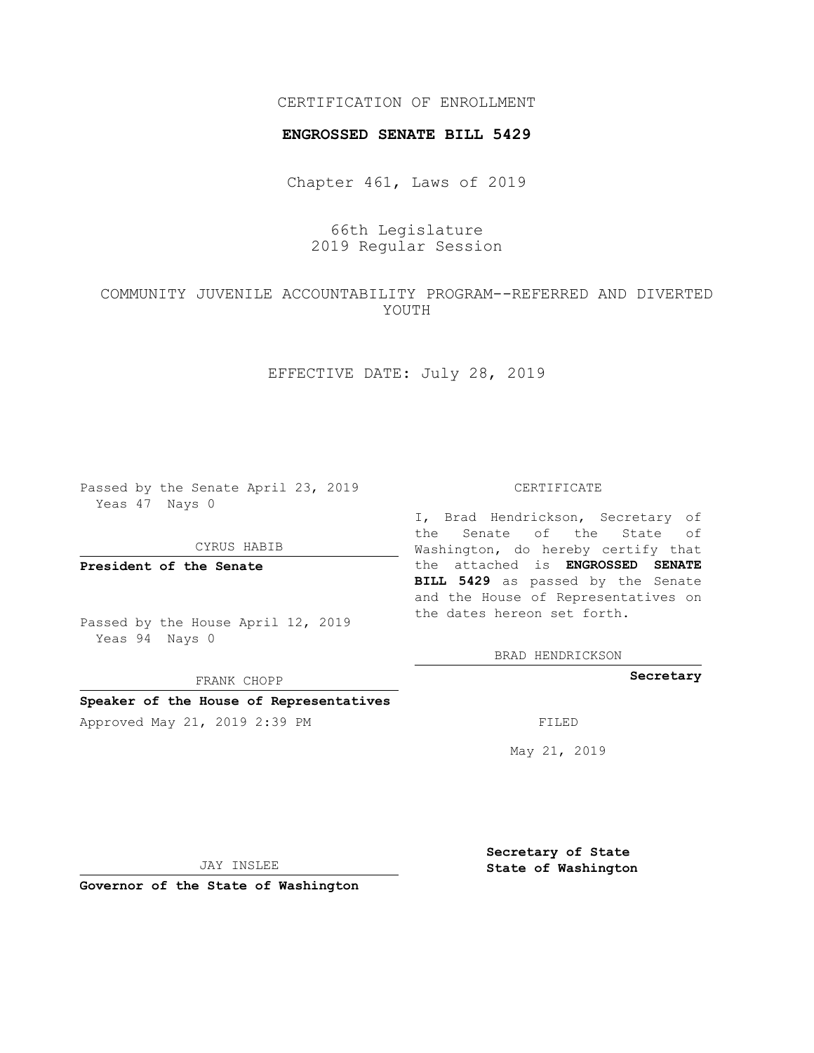CERTIFICATION OF ENROLLMENT

**ENGROSSED SENATE BILL 5429**

Chapter 461, Laws of 2019

66th Legislature
2019 Regular Session

COMMUNITY JUVENILE ACCOUNTABILITY PROGRAM--REFERRED AND DIVERTED YOUTH

EFFECTIVE DATE: July 28, 2019

Passed by the Senate April 23, 2019
Yeas 47 Nays 0

CYRUS HABIB

**President of the Senate**

Passed by the House April 12, 2019
Yeas 94 Nays 0

FRANK CHOPP

**Speaker of the House of Representatives**

Approved May 21, 2019 2:39 PM

JAY INSLEE

**Governor of the State of Washington**

CERTIFICATE

I, Brad Hendrickson, Secretary of the Senate of the State of Washington, do hereby certify that the attached is **ENGROSSED SENATE BILL 5429** as passed by the Senate and the House of Representatives on the dates hereon set forth.

BRAD HENDRICKSON

**Secretary**

FILED

May 21, 2019

**Secretary of State**
**State of Washington**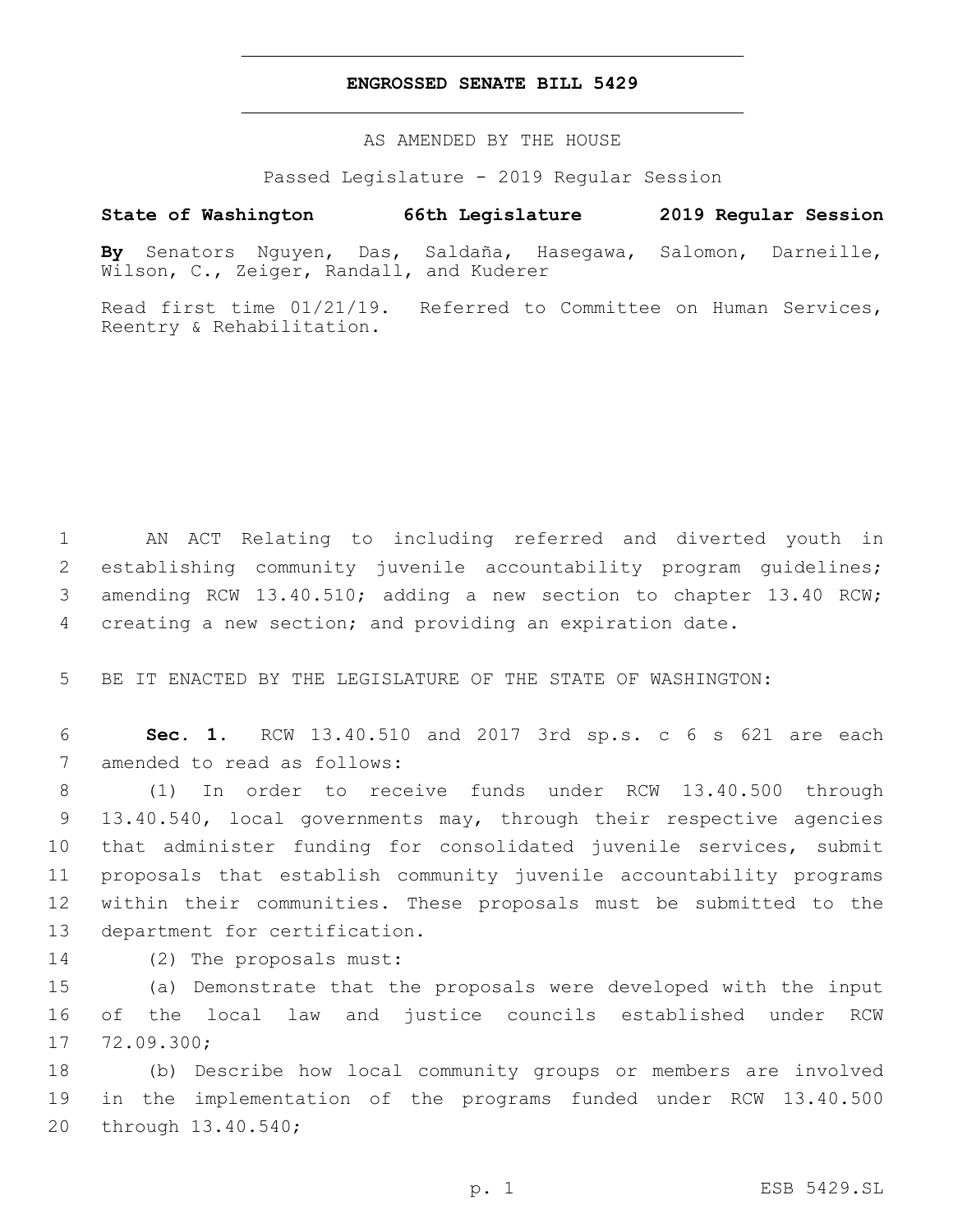**ENGROSSED SENATE BILL 5429**

AS AMENDED BY THE HOUSE

Passed Legislature - 2019 Regular Session

**State of Washington 66th Legislature 2019 Regular Session**

**By** Senators Nguyen, Das, Saldaña, Hasegawa, Salomon, Darneille, Wilson, C., Zeiger, Randall, and Kuderer

Read first time 01/21/19. Referred to Committee on Human Services, Reentry & Rehabilitation.

AN ACT Relating to including referred and diverted youth in establishing community juvenile accountability program guidelines; amending RCW 13.40.510; adding a new section to chapter 13.40 RCW; creating a new section; and providing an expiration date.

BE IT ENACTED BY THE LEGISLATURE OF THE STATE OF WASHINGTON:

**Sec. 1.** RCW 13.40.510 and 2017 3rd sp.s. c 6 s 621 are each amended to read as follows:

(1) In order to receive funds under RCW 13.40.500 through 13.40.540, local governments may, through their respective agencies that administer funding for consolidated juvenile services, submit proposals that establish community juvenile accountability programs within their communities. These proposals must be submitted to the department for certification.

(2) The proposals must:

(a) Demonstrate that the proposals were developed with the input of the local law and justice councils established under RCW 72.09.300;

(b) Describe how local community groups or members are involved in the implementation of the programs funded under RCW 13.40.500 through 13.40.540;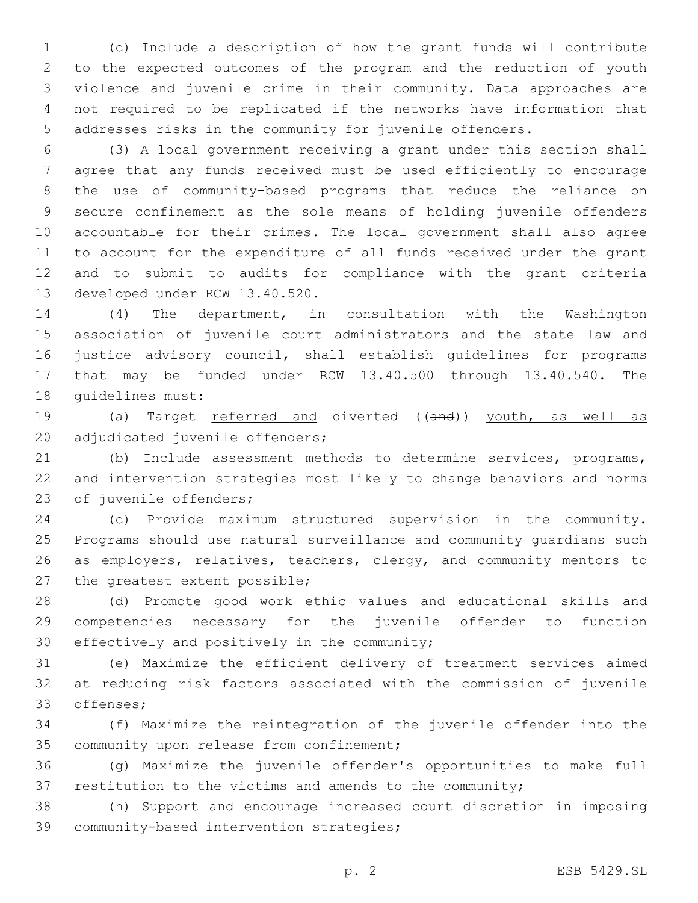(c) Include a description of how the grant funds will contribute to the expected outcomes of the program and the reduction of youth violence and juvenile crime in their community. Data approaches are not required to be replicated if the networks have information that addresses risks in the community for juvenile offenders.

(3) A local government receiving a grant under this section shall agree that any funds received must be used efficiently to encourage the use of community-based programs that reduce the reliance on secure confinement as the sole means of holding juvenile offenders accountable for their crimes. The local government shall also agree to account for the expenditure of all funds received under the grant and to submit to audits for compliance with the grant criteria developed under RCW 13.40.520.

(4) The department, in consultation with the Washington association of juvenile court administrators and the state law and justice advisory council, shall establish guidelines for programs that may be funded under RCW 13.40.500 through 13.40.540. The guidelines must:

(a) Target <u>referred and</u> diverted ((~~and~~)) <u>youth, as well as</u> adjudicated juvenile offenders;

(b) Include assessment methods to determine services, programs, and intervention strategies most likely to change behaviors and norms of juvenile offenders;

(c) Provide maximum structured supervision in the community. Programs should use natural surveillance and community guardians such as employers, relatives, teachers, clergy, and community mentors to the greatest extent possible;

(d) Promote good work ethic values and educational skills and competencies necessary for the juvenile offender to function effectively and positively in the community;

(e) Maximize the efficient delivery of treatment services aimed at reducing risk factors associated with the commission of juvenile offenses;

(f) Maximize the reintegration of the juvenile offender into the community upon release from confinement;

(g) Maximize the juvenile offender's opportunities to make full restitution to the victims and amends to the community;

(h) Support and encourage increased court discretion in imposing community-based intervention strategies;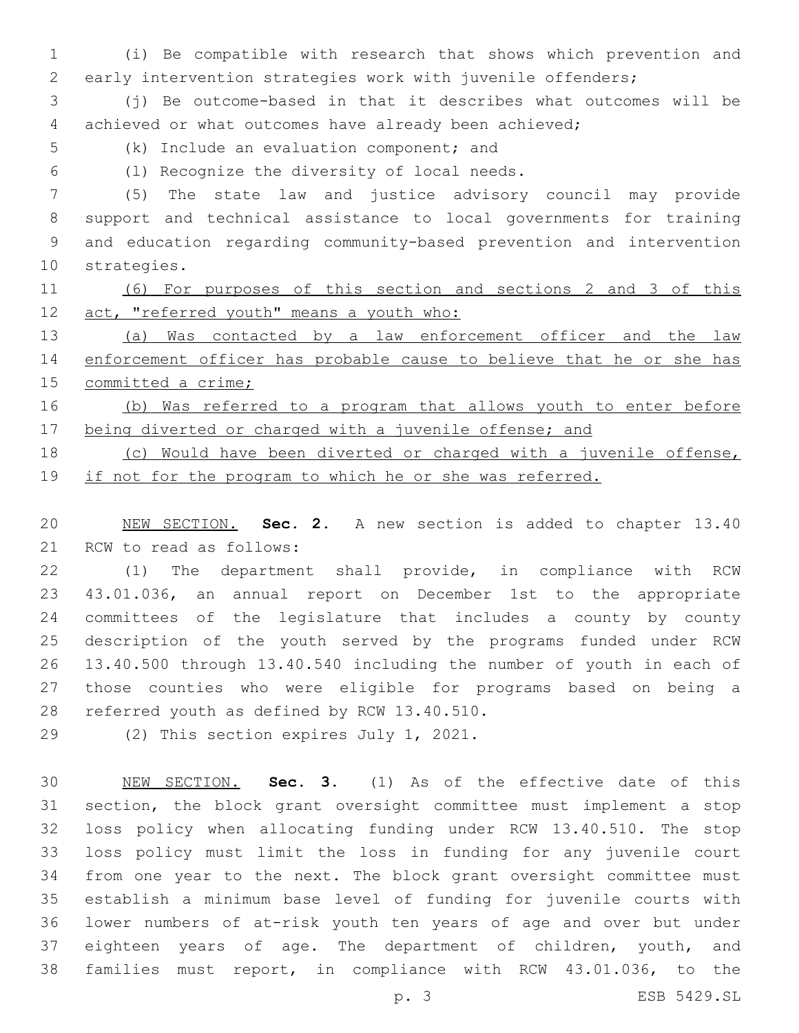(i) Be compatible with research that shows which prevention and early intervention strategies work with juvenile offenders;

(j) Be outcome-based in that it describes what outcomes will be achieved or what outcomes have already been achieved;

(k) Include an evaluation component; and

(l) Recognize the diversity of local needs.

(5) The state law and justice advisory council may provide support and technical assistance to local governments for training and education regarding community-based prevention and intervention strategies.

<u>(6) For purposes of this section and sections 2 and 3 of this act, "referred youth" means a youth who:</u>

<u>(a) Was contacted by a law enforcement officer and the law enforcement officer has probable cause to believe that he or she has committed a crime;</u>

<u>(b) Was referred to a program that allows youth to enter before being diverted or charged with a juvenile offense; and</u>

<u>(c) Would have been diverted or charged with a juvenile offense, if not for the program to which he or she was referred.</u>

<u>NEW SECTION.</u> **Sec. 2.** A new section is added to chapter 13.40 RCW to read as follows:

(1) The department shall provide, in compliance with RCW 43.01.036, an annual report on December 1st to the appropriate committees of the legislature that includes a county by county description of the youth served by the programs funded under RCW 13.40.500 through 13.40.540 including the number of youth in each of those counties who were eligible for programs based on being a referred youth as defined by RCW 13.40.510.

(2) This section expires July 1, 2021.

<u>NEW SECTION.</u> **Sec. 3.** (1) As of the effective date of this section, the block grant oversight committee must implement a stop loss policy when allocating funding under RCW 13.40.510. The stop loss policy must limit the loss in funding for any juvenile court from one year to the next. The block grant oversight committee must establish a minimum base level of funding for juvenile courts with lower numbers of at-risk youth ten years of age and over but under eighteen years of age. The department of children, youth, and families must report, in compliance with RCW 43.01.036, to the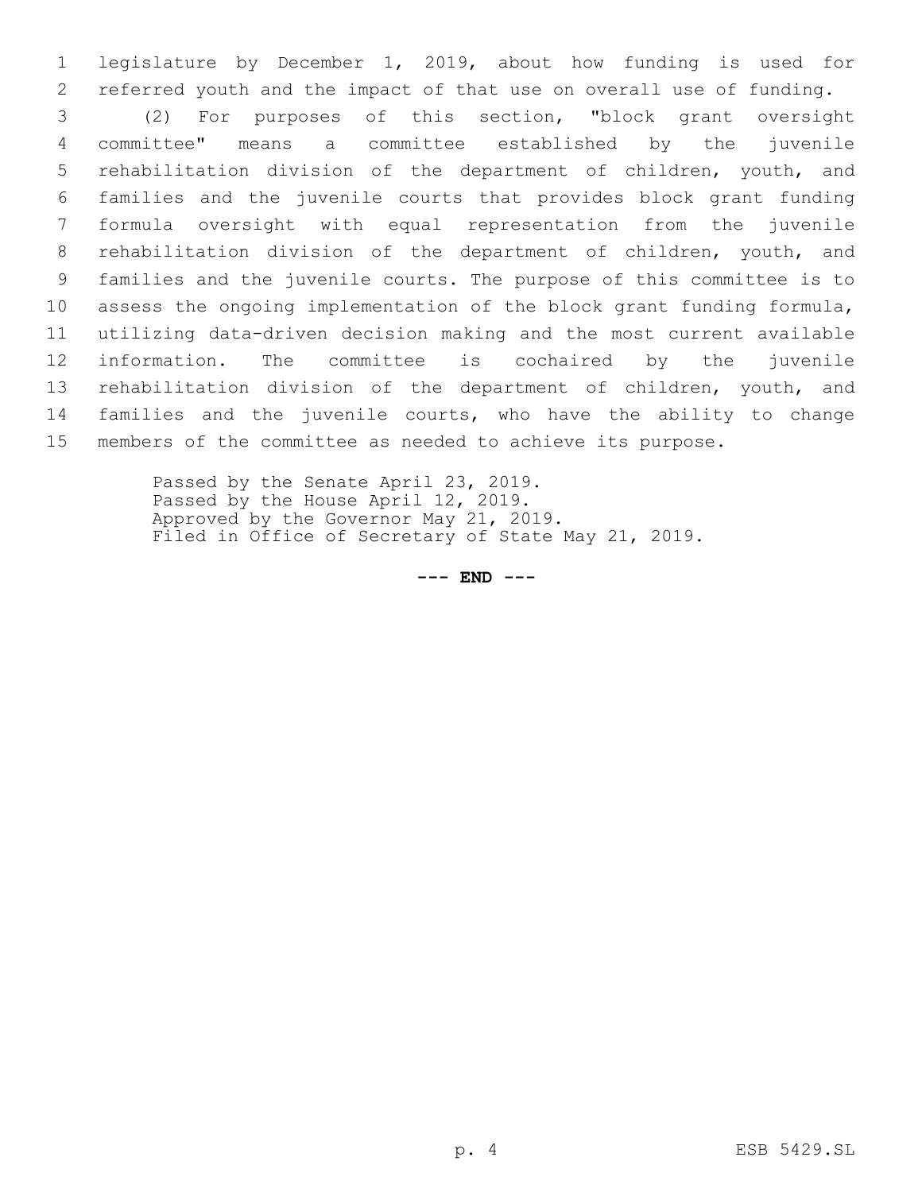legislature by December 1, 2019, about how funding is used for referred youth and the impact of that use on overall use of funding.

(2) For purposes of this section, "block grant oversight committee" means a committee established by the juvenile rehabilitation division of the department of children, youth, and families and the juvenile courts that provides block grant funding formula oversight with equal representation from the juvenile rehabilitation division of the department of children, youth, and families and the juvenile courts. The purpose of this committee is to assess the ongoing implementation of the block grant funding formula, utilizing data-driven decision making and the most current available information. The committee is cochaired by the juvenile rehabilitation division of the department of children, youth, and families and the juvenile courts, who have the ability to change members of the committee as needed to achieve its purpose.

Passed by the Senate April 23, 2019.
Passed by the House April 12, 2019.
Approved by the Governor May 21, 2019.
Filed in Office of Secretary of State May 21, 2019.

**--- END ---**